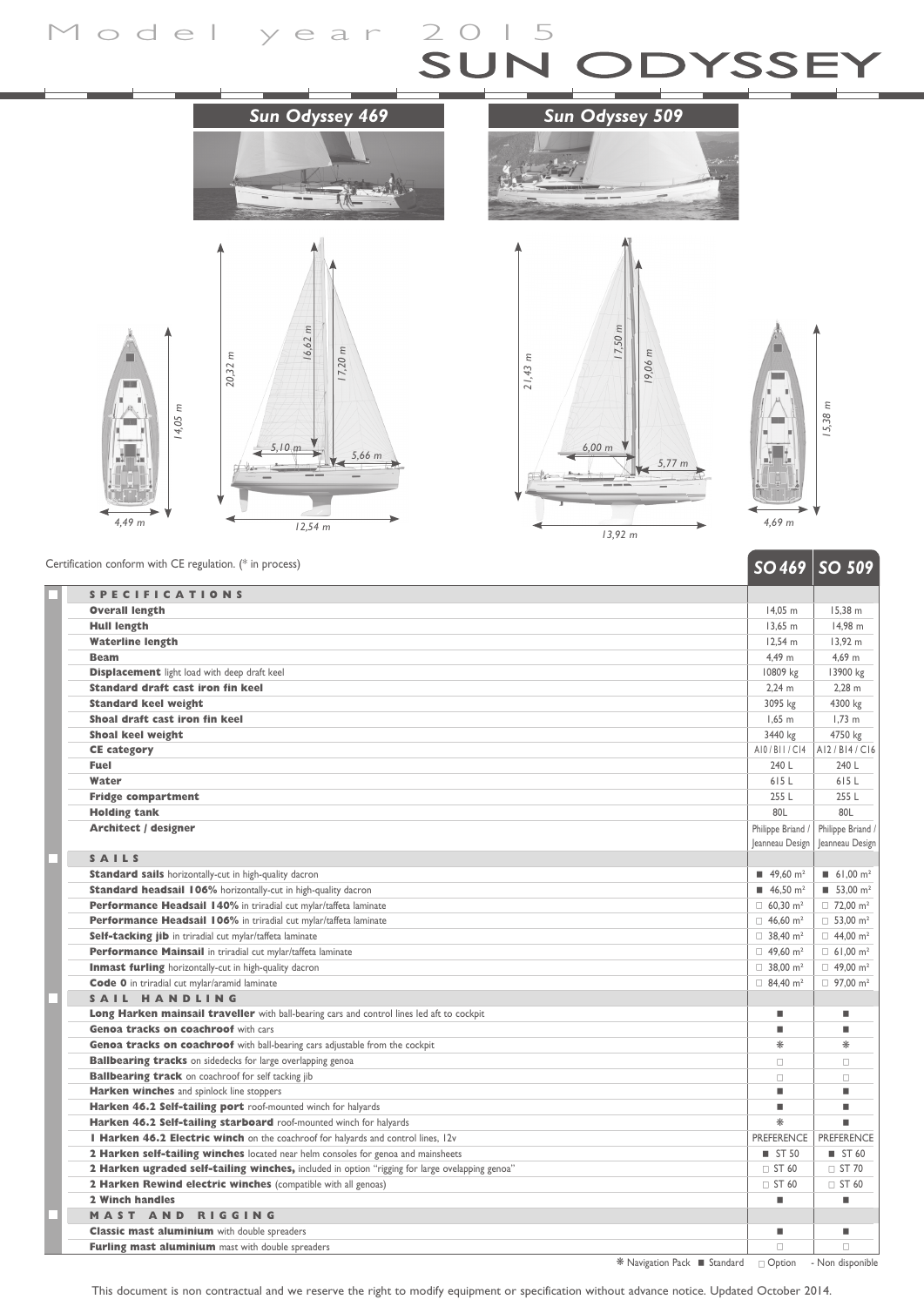Model year 2015

# SUN ODYSSEY

## Sun Odyssey 469 / Sun Odyssey 509

Certification conform with CE regulation. (* in process)

| | SO 469 | SO 509 |
|---|---|---|
| **SPECIFICATIONS** | | |
| **Overall length** | 14,05 m | 15,38 m |
| **Hull length** | 13,65 m | 14,98 m |
| **Waterline length** | 12,54 m | 13,92 m |
| **Beam** | 4,49 m | 4,69 m |
| **Displacement** light load with deep draft keel | 10809 kg | 13900 kg |
| **Standard draft cast iron fin keel** | 2,24 m | 2,28 m |
| **Standard keel weight** | 3095 kg | 4300 kg |
| **Shoal draft cast iron fin keel** | 1,65 m | 1,73 m |
| **Shoal keel weight** | 3440 kg | 4750 kg |
| **CE category** | A10 / B11 / C14 | A12 / B14 / C16 |
| **Fuel** | 240 L | 240 L |
| **Water** | 615 L | 615 L |
| **Fridge compartment** | 255 L | 255 L |
| **Holding tank** | 80L | 80L |
| **Architect / designer** | Philippe Briand / Jeanneau Design | Philippe Briand / Jeanneau Design |
| **SAILS** | | |
| **Standard sails** horizontally-cut in high-quality dacron | ■ 49,60 m² | ■ 61,00 m² |
| **Standard headsail 106%** horizontally-cut in high-quality dacron | ■ 46,50 m² | ■ 53,00 m² |
| **Performance Headsail 140%** in triradial cut mylar/taffeta laminate | □ 60,30 m² | □ 72,00 m² |
| **Performance Headsail 106%** in triradial cut mylar/taffeta laminate | □ 46,60 m² | □ 53,00 m² |
| **Self-tacking jib** in triradial cut mylar/taffeta laminate | □ 38,40 m² | □ 44,00 m² |
| **Performance Mainsail** in triradial cut mylar/taffeta laminate | □ 49,60 m² | □ 61,00 m² |
| **Inmast furling** horizontally-cut in high-quality dacron | □ 38,00 m² | □ 49,00 m² |
| **Code 0** in triradial cut mylar/aramid laminate | □ 84,40 m² | □ 97,00 m² |
| **SAIL HANDLING** | | |
| **Long Harken mainsail traveller** with ball-bearing cars and control lines led aft to cockpit | ■ | ■ |
| **Genoa tracks on coachroof** with cars | ■ | ■ |
| **Genoa tracks on coachroof** with ball-bearing cars adjustable from the cockpit | ❋ | ❋ |
| **Ballbearing tracks** on sidedecks for large overlapping genoa | □ | □ |
| **Ballbearing track** on coachroof for self tacking jib | □ | □ |
| **Harken winches** and spinlock line stoppers | ■ | ■ |
| **Harken 46.2 Self-tailing port** roof-mounted winch for halyards | ■ | ■ |
| **Harken 46.2 Self-tailing starboard** roof-mounted winch for halyards | ❋ | ■ |
| **1 Harken 46.2 Electric winch** on the coachroof for halyards and control lines, 12v | PREFERENCE | PREFERENCE |
| **2 Harken self-tailing winches** located near helm consoles for genoa and mainsheets | ■ ST 50 | ■ ST 60 |
| **2 Harken ugraded self-tailing winches,** included in option "rigging for large ovelapping genoa" | □ ST 60 | □ ST 70 |
| **2 Harken Rewind electric winches** (compatible with all genoas) | □ ST 60 | □ ST 60 |
| **2 Winch handles** | ■ | ■ |
| **MAST AND RIGGING** | | |
| **Classic mast aluminium** with double spreaders | ■ | ■ |
| **Furling mast aluminium** mast with double spreaders | □ | □ |

❋ Navigation Pack ■ Standard □ Option - Non disponible

This document is non contractual and we reserve the right to modify equipment or specification without advance notice. Updated October 2014.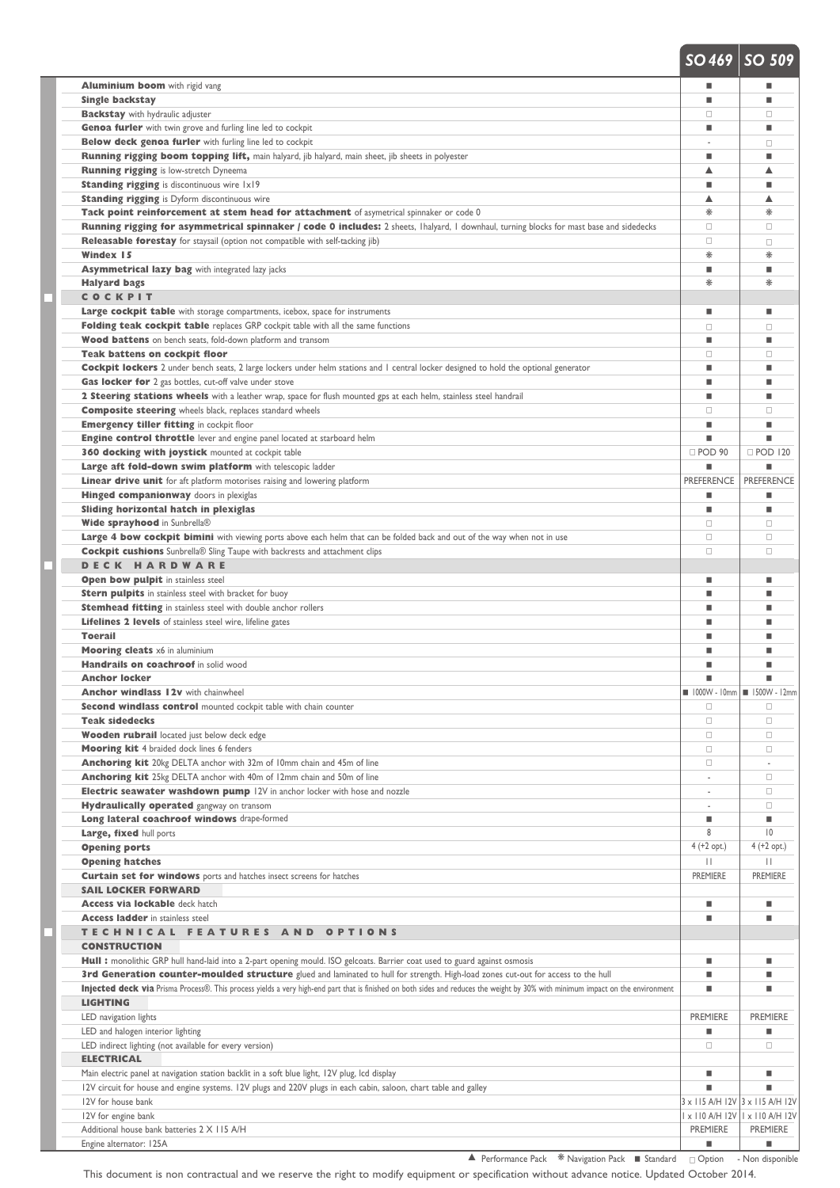| | SO 469 | SO 509 |
|---|---|---|
| **Aluminium boom** with rigid vang | ■ | ■ |
| **Single backstay** | ■ | ■ |
| **Backstay** with hydraulic adjuster | □ | □ |
| **Genoa furler** with twin grove and furling line led to cockpit | ■ | ■ |
| **Below deck genoa furler** with furling line led to cockpit | - | □ |
| **Running rigging boom topping lift,** main halyard, jib halyard, main sheet, jib sheets in polyester | ■ | ■ |
| **Running rigging** is low-stretch Dyneema | ▲ | ▲ |
| **Standing rigging** is discontinuous wire 1x19 | ■ | ■ |
| **Standing rigging** is Dyform discontinuous wire | ▲ | ▲ |
| **Tack point reinforcement at stem head for attachment** of asymetrical spinnaker or code 0 | ✻ | ✻ |
| **Running rigging for asymmetrical spinnaker / code 0 includes:** 2 sheets, 1halyard, 1 downhaul, turning blocks for mast base and sidedecks | □ | □ |
| **Releasable forestay** for staysail (option not compatible with self-tacking jib) | □ | □ |
| **Windex 15** | ✻ | ✻ |
| **Asymmetrical lazy bag** with integrated lazy jacks | ■ | ■ |
| **Halyard bags** | ✻ | ✻ |
| **COCKPIT** | | |
| **Large cockpit table** with storage compartments, icebox, space for instruments | ■ | ■ |
| **Folding teak cockpit table** replaces GRP cockpit table with all the same functions | □ | □ |
| **Wood battens** on bench seats, fold-down platform and transom | ■ | ■ |
| **Teak battens on cockpit floor** | □ | □ |
| **Cockpit lockers** 2 under bench seats, 2 large lockers under helm stations and 1 central locker designed to hold the optional generator | ■ | ■ |
| **Gas locker for** 2 gas bottles, cut-off valve under stove | ■ | ■ |
| **2 Steering stations wheels** with a leather wrap, space for flush mounted gps at each helm, stainless steel handrail | ■ | ■ |
| **Composite steering** wheels black, replaces standard wheels | □ | □ |
| **Emergency tiller fitting** in cockpit floor | ■ | ■ |
| **Engine control throttle** lever and engine panel located at starboard helm | ■ | ■ |
| **360 docking with joystick** mounted at cockpit table | □ POD 90 | □ POD 120 |
| **Large aft fold-down swim platform** with telescopic ladder | ■ | ■ |
| **Linear drive unit** for aft platform motorises raising and lowering platform | PREFERENCE | PREFERENCE |
| **Hinged companionway** doors in plexiglas | ■ | ■ |
| **Sliding horizontal hatch in plexiglas** | ■ | ■ |
| **Wide sprayhood** in Sunbrella® | □ | □ |
| **Large 4 bow cockpit bimini** with viewing ports above each helm that can be folded back and out of the way when not in use | □ | □ |
| **Cockpit cushions** Sunbrella® Sling Taupe with backrests and attachment clips | □ | □ |
| **DECK HARDWARE** | | |
| **Open bow pulpit** in stainless steel | ■ | ■ |
| **Stern pulpits** in stainless steel with bracket for buoy | ■ | ■ |
| **Stemhead fitting** in stainless steel with double anchor rollers | ■ | ■ |
| **Lifelines 2 levels** of stainless steel wire, lifeline gates | ■ | ■ |
| **Toerail** | ■ | ■ |
| **Mooring cleats** x6 in aluminium | ■ | ■ |
| **Handrails on coachroof** in solid wood | ■ | ■ |
| **Anchor locker** | ■ | ■ |
| **Anchor windlass 12v** with chainwheel | ■ 1000W - 10mm | ■ 1500W - 12mm |
| **Second windlass control** mounted cockpit table with chain counter | □ | □ |
| **Teak sidedecks** | □ | □ |
| **Wooden rubrail** located just below deck edge | □ | □ |
| **Mooring kit** 4 braided dock lines 6 fenders | □ | □ |
| **Anchoring kit** 20kg DELTA anchor with 32m of 10mm chain and 45m of line | □ | - |
| **Anchoring kit** 25kg DELTA anchor with 40m of 12mm chain and 50m of line | - | □ |
| **Electric seawater washdown pump** 12V in anchor locker with hose and nozzle | - | □ |
| **Hydraulically operated** gangway on transom | - | □ |
| **Long lateral coachroof windows** drape-formed | ■ | ■ |
| **Large, fixed** hull ports | 8 | 10 |
| **Opening ports** | 4 (+2 opt.) | 4 (+2 opt.) |
| **Opening hatches** | 11 | 11 |
| **Curtain set for windows** ports and hatches insect screens for hatches | PREMIERE | PREMIERE |
| **SAIL LOCKER FORWARD** | | |
| **Access via lockable** deck hatch | ■ | ■ |
| **Access ladder** in stainless steel | ■ | ■ |
| **TECHNICAL FEATURES AND OPTIONS** | | |
| **CONSTRUCTION** | | |
| **Hull :** monolithic GRP hull hand-laid into a 2-part opening mould. ISO gelcoats. Barrier coat used to guard against osmosis | ■ | ■ |
| **3rd Generation counter-moulded structure** glued and laminated to hull for strength. High-load zones cut-out for access to the hull | ■ | ■ |
| **Injected deck via** Prisma Process®. This process yields a very high-end part that is finished on both sides and reduces the weight by 30% with minimum impact on the environment | ■ | ■ |
| **LIGHTING** | | |
| LED navigation lights | PREMIERE | PREMIERE |
| LED and halogen interior lighting | ■ | ■ |
| LED indirect lighting (not available for every version) | □ | □ |
| **ELECTRICAL** | | |
| Main electric panel at navigation station backlit in a soft blue light, 12V plug, lcd display | ■ | ■ |
| 12V circuit for house and engine systems. 12V plugs and 220V plugs in each cabin, saloon, chart table and galley | ■ | ■ |
| 12V for house bank | 3 x 115 A/H 12V | 3 x 115 A/H 12V |
| 12V for engine bank | 1 x 110 A/H 12V | 1 x 110 A/H 12V |
| Additional house bank batteries 2 X 115 A/H | PREMIERE | PREMIERE |
| Engine alternator: 125A | ■ | ■ |

▲ Performance Pack ✻ Navigation Pack ■ Standard □ Option - Non disponible

This document is non contractual and we reserve the right to modify equipment or specification without advance notice. Updated October 2014.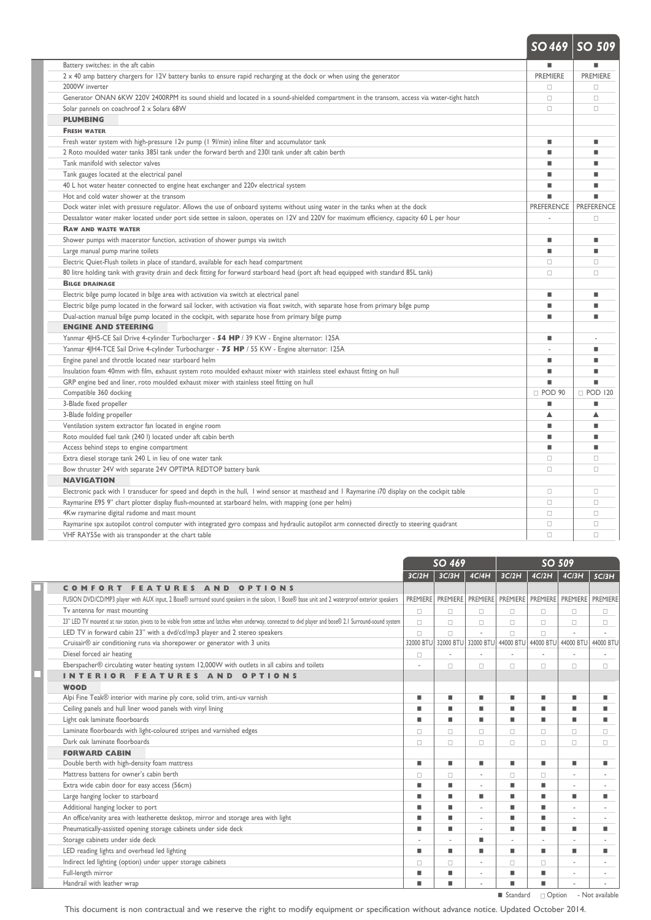| | SO 469 | SO 509 |
|---|---|---|
| Battery switches: in the aft cabin | ■ | ■ |
| 2 x 40 amp battery chargers for 12V battery banks to ensure rapid recharging at the dock or when using the generator | PREMIERE | PREMIERE |
| 2000W inverter | □ | □ |
| Generator ONAN 6KW 220V 2400RPM its sound shield and located in a sound-shielded compartment in the transom, access via water-tight hatch | □ | □ |
| Solar pannels on coachroof 2 x Solara 68W | □ | □ |
| **PLUMBING** | | |
| **FRESH WATER** | | |
| Fresh water system with high-pressure 12v pump (1 9l/min) inline filter and accumulator tank | ■ | ■ |
| 2 Roto moulded water tanks 385l tank under the forward berth and 230l tank under aft cabin berth | ■ | ■ |
| Tank manifold with selector valves | ■ | ■ |
| Tank gauges located at the electrical panel | ■ | ■ |
| 40 L hot water heater connected to engine heat exchanger and 220v electrical system | ■ | ■ |
| Hot and cold water shower at the transom | ■ | ■ |
| Dock water inlet with pressure regulator. Allows the use of onboard systems without using water in the tanks when at the dock | PREFERENCE | PREFERENCE |
| Dessalator water maker located under port side settee in saloon, operates on 12V and 220V for maximum efficiency, capacity 60 L per hour | - | □ |
| **RAW AND WASTE WATER** | | |
| Shower pumps with macerator function, activation of shower pumps via switch | ■ | ■ |
| Large manual pump marine toilets | ■ | ■ |
| Electric Quiet-Flush toilets in place of standard, available for each head compartment | □ | □ |
| 80 litre holding tank with gravity drain and deck fitting for forward starboard head (port aft head equipped with standard 85L tank) | □ | □ |
| **BILGE DRAINAGE** | | |
| Electric bilge pump located in bilge area with activation via switch at electrical panel | ■ | ■ |
| Electric bilge pump located in the forward sail locker, with activation via float switch, with separate hose from primary bilge pump | ■ | ■ |
| Dual-action manual bilge pump located in the cockpit, with separate hose from primary bilge pump | ■ | ■ |
| **ENGINE AND STEERING** | | |
| Yanmar 4JH5-CE Sail Drive 4-cylinder Turbocharger - **54 HP** / 39 KW - Engine alternator: 125A | ■ | - |
| Yanmar 4JH4-TCE Sail Drive 4-cylinder Turbocharger - **75 HP** / 55 KW - Engine alternator: 125A | - | ■ |
| Engine panel and throttle located near starboard helm | ■ | ■ |
| Insulation foam 40mm with film, exhaust system roto moulded exhaust mixer with stainless steel exhaust fitting on hull | ■ | ■ |
| GRP engine bed and liner, roto moulded exhaust mixer with stainless steel fitting on hull | ■ | ■ |
| Compatible 360 docking | □ POD 90 | □ POD 120 |
| 3-Blade fixed propeller | ■ | ■ |
| 3-Blade folding propeller | ▲ | ▲ |
| Ventilation system extractor fan located in engine room | ■ | ■ |
| Roto moulded fuel tank (240 l) located under aft cabin berth | ■ | ■ |
| Access behind steps to engine compartment | ■ | ■ |
| Extra diesel storage tank 240 L in lieu of one water tank | □ | □ |
| Bow thruster 24V with separate 24V OPTIMA REDTOP battery bank | □ | □ |
| **NAVIGATION** | | |
| Electronic pack with 1 transducer for speed and depth in the hull, 1 wind sensor at masthead and 1 Raymarine i70 display on the cockpit table | □ | □ |
| Raymarine E95 9" chart plotter display flush-mounted at starboard helm, with mapping (one per helm) | □ | □ |
| 4Kw raymarine digital radome and mast mount | □ | □ |
| Raymarine spx autopilot control computer with integrated gyro compass and hydraulic autopilot arm connected directly to steering quadrant | □ | □ |
| VHF RAY55e with ais transponder at the chart table | □ | □ |

| | SO 469 | | | SO 509 | | | |
|---|---|---|---|---|---|---|---|
| | 3C/2H | 3C/3H | 4C/4H | 3C/2H | 4C/2H | 4C/3H | 5C/3H |
| **COMFORT FEATURES AND OPTIONS** | | | | | | | |
| FUSION DVD/CD/MP3 player with AUX input, 2 Bose® surround sound speakers in the saloon, 1 Bose® base unit and 2 waterproof exterior speakers | PREMIERE | PREMIERE | PREMIERE | PREMIERE | PREMIERE | PREMIERE | PREMIERE |
| Tv antenna for mast mounting | □ | □ | □ | □ | □ | □ | □ |
| 23" LED TV mounted at nav station, pivots to be visible from settee and latches when underway, connected to dvd player and bose® 2.1 Surround-sound system | □ | □ | □ | □ | □ | □ | □ |
| LED TV in forward cabin 23" with a dvd/cd/mp3 player and 2 stereo speakers | □ | □ | - | □ | □ | - | - |
| Cruisair® air conditioning runs via shorepower or generator with 3 units | 32000 BTU | 32000 BTU | 32000 BTU | 44000 BTU | 44000 BTU | 44000 BTU | 44000 BTU |
| Diesel forced air heating | □ | - | - | - | - | - | - |
| Eberspacher® circulating water heating system 12,000W with outlets in all cabins and toilets | - | □ | □ | □ | □ | □ | □ |
| **INTERIOR FEATURES AND OPTIONS** | | | | | | | |
| **WOOD** | | | | | | | |
| Alpi Fine Teak® interior with marine ply core, solid trim, anti-uv varnish | ■ | ■ | ■ | ■ | ■ | ■ | ■ |
| Ceiling panels and hull liner wood panels with vinyl lining | ■ | ■ | ■ | ■ | ■ | ■ | ■ |
| Light oak laminate floorboards | ■ | ■ | ■ | ■ | ■ | ■ | ■ |
| Laminate floorboards with light-coloured stripes and varnished edges | □ | □ | □ | □ | □ | □ | □ |
| Dark oak laminate floorboards | □ | □ | □ | □ | □ | □ | □ |
| **FORWARD CABIN** | | | | | | | |
| Double berth with high-density foam mattress | ■ | ■ | ■ | ■ | ■ | ■ | ■ |
| Mattress battens for owner's cabin berth | □ | □ | - | □ | □ | - | - |
| Extra wide cabin door for easy access (56cm) | ■ | ■ | - | ■ | ■ | - | - |
| Large hanging locker to starboard | ■ | ■ | ■ | ■ | ■ | ■ | ■ |
| Additional hanging locker to port | ■ | ■ | - | ■ | ■ | - | - |
| An office/vanity area with leatherette desktop, mirror and storage area with light | ■ | ■ | - | ■ | ■ | - | - |
| Pneumatically-assisted opening storage cabinets under side deck | ■ | ■ | - | ■ | ■ | ■ | ■ |
| Storage cabinets under side deck | - | - | ■ | - | - | - | - |
| LED reading lights and overhead led lighting | ■ | ■ | ■ | ■ | ■ | ■ | ■ |
| Indirect led lighting (option) under upper storage cabinets | □ | □ | - | □ | □ | - | - |
| Full-length mirror | ■ | ■ | - | ■ | ■ | - | - |
| Handrail with leather wrap | ■ | ■ | - | ■ | ■ | - | - |

■ Standard □ Option - Not available

This document is non contractual and we reserve the right to modify equipment or specification without advance notice. Updated October 2014.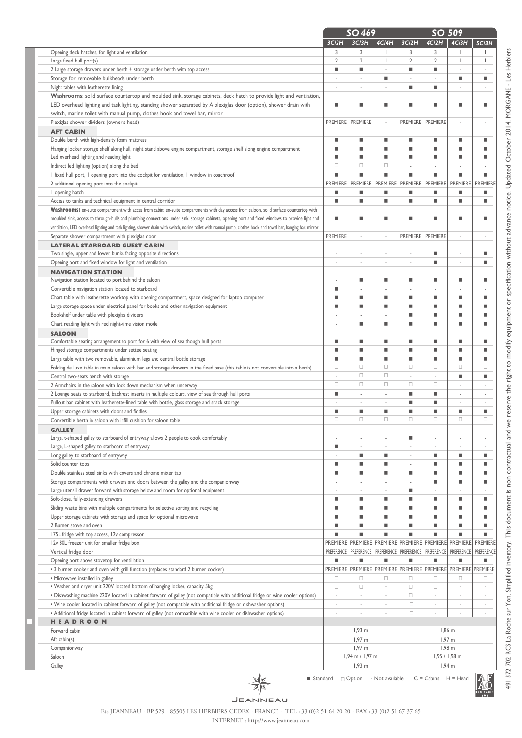| | SO 469 | | | SO 509 | | | |
|---|---|---|---|---|---|---|---|
| | 3C/2H | 3C/3H | 4C/4H | 3C/2H | 4C/2H | 4C/3H | 5C/3H |
| Opening deck hatches, for light and ventilation | 3 | 3 | 1 | 3 | 3 | 1 | 1 |
| Large fixed hull port(s) | 2 | 2 | 1 | 2 | 2 | 1 | 1 |
| 2 Large storage drawers under berth + storage under berth with top access | ■ | ■ | - | ■ | ■ | - | - |
| Storage for removable bulkheads under berth | - | - | ■ | - | - | ■ | ■ |
| Night tables with leatherette lining | - | - | - | ■ | ■ | - | - |
| **Washrooms**: solid surface countertop and moulded sink, storage cabinets, deck hatch to provide light and ventilation, LED overhead lighting and task lighting, standing shower separated by A plexiglas door (option), shower drain with switch, marine toilet with manual pump, clothes hook and towel bar, mirror | ■ | ■ | ■ | ■ | ■ | ■ | ■ |
| Plexiglas shower dividers (owner's head) | PREMIERE | PREMIERE | - | PREMIERE | PREMIERE | - | - |
| **AFT CABIN** | | | | | | | |
| Double berth with high-density foam mattress | ■ | ■ | ■ | ■ | ■ | ■ | ■ |
| Hanging locker storage shelf along hull, night stand above engine compartment, storage shelf along engine compartment | ■ | ■ | ■ | ■ | ■ | ■ | ■ |
| Led overhead lighting and reading light | ■ | ■ | ■ | ■ | ■ | ■ | ■ |
| Indirect led lighting (option) along the bed | □ | □ | □ | - | - | - | - |
| 1 fixed hull port, 1 opening port into the cockpit for ventilation, 1 window in coachroof | ■ | ■ | ■ | ■ | ■ | ■ | ■ |
| 2 additional opening port into the cockpit | PREMIERE | PREMIERE | PREMIERE | PREMIERE | PREMIERE | PREMIERE | PREMIERE |
| 1 opening hatch | ■ | ■ | ■ | ■ | ■ | ■ | ■ |
| Access to tanks and technical equipment in central corridor | ■ | ■ | ■ | ■ | ■ | ■ | ■ |
| **Washrooms:** en-suite compartment with acces from cabin: en-suite compartments with day access from saloon, solid surface countertop with moulded sink, access to through-hulls and plumbing connections under sink, storage cabinets, opening port and fixed windows to provide light and ventilation, LED overhead lighting and task lighting, shower drain with switch, marine toilet with manual pump, clothes hook and towel bar, hanging bar, mirror | ■ | ■ | ■ | ■ | ■ | ■ | ■ |
| Separate shower compartment with plexiglas door | PREMIERE | - | - | PREMIERE | PREMIERE | - | - |
| **LATERAL STARBOARD GUEST CABIN** | | | | | | | |
| Two single, upper and lower bunks facing opposite directions | - | - | - | - | ■ | - | ■ |
| Opening port and fixed window for light and ventilation | - | - | - | - | ■ | - | ■ |
| **NAVIGATION STATION** | | | | | | | |
| Navigation station located to port behind the saloon | - | ■ | ■ | ■ | ■ | ■ | ■ |
| Convertible navigation station located to starboard | ■ | - | - | - | - | - | - |
| Chart table with leatherette worktop with opening compartment, space designed for laptop computer | ■ | ■ | ■ | ■ | ■ | ■ | ■ |
| Large storage space under electrical panel for books and other navigation equipment | ■ | ■ | ■ | ■ | ■ | ■ | ■ |
| Bookshelf under table with plexiglas dividers | - | - | - | ■ | ■ | ■ | ■ |
| Chart reading light with red night-time vision mode | - | ■ | ■ | ■ | ■ | ■ | ■ |
| **SALOON** | | | | | | | |
| Comfortable seating arrangement to port for 6 with view of sea though hull ports | ■ | ■ | ■ | ■ | ■ | ■ | ■ |
| Hinged storage compartments under settee seating | ■ | ■ | ■ | ■ | ■ | ■ | ■ |
| Large table with two removable, aluminium legs and central bottle storage | ■ | ■ | ■ | ■ | ■ | ■ | ■ |
| Folding de luxe table in main saloon with bar and storage drawers in the fixed base (this table is not convertible into a berth) | □ | □ | □ | □ | □ | □ | □ |
| Central two-seats bench with storage | - | □ | □ | - | - | ■ | ■ |
| 2 Armchairs in the saloon with lock down mechanism when underway | □ | □ | □ | □ | □ | - | - |
| 2 Lounge seats to starboard, backrest inserts in multiple colours, view of sea through hull ports | ■ | - | - | ■ | ■ | - | - |
| Pullout bar cabinet with leatherette-lined table with bottle, glass storage and snack storage | - | - | - | ■ | ■ | - | - |
| Upper storage cabinets with doors and fiddles | ■ | ■ | ■ | ■ | ■ | ■ | ■ |
| Convertible berth in saloon with infill cushion for saloon table | □ | □ | □ | □ | □ | □ | □ |
| **GALLEY** | | | | | | | |
| Large, t-shaped galley to starboard of entryway allows 2 people to cook comfortably | - | - | - | ■ | - | - | - |
| Large, L-shaped galley to starboard of entryway | ■ | - | - | - | - | - | - |
| Long galley to starboard of entryway | - | ■ | ■ | - | ■ | ■ | ■ |
| Solid counter tops | ■ | ■ | ■ | - | ■ | ■ | ■ |
| Double stainless steel sinks with covers and chrome mixer tap | ■ | ■ | ■ | ■ | ■ | ■ | ■ |
| Storage compartments with drawers and doors between the galley and the companionway | - | - | - | - | ■ | ■ | ■ |
| Large utensil drawer forward with storage below and room for optional equipment | - | - | - | ■ | - | - | - |
| Soft-close, fully-extending drawers | ■ | ■ | ■ | ■ | ■ | ■ | ■ |
| Sliding waste bins with multiple compartments for selective sorting and recycling | ■ | ■ | ■ | ■ | ■ | ■ | ■ |
| Upper storage cabinets with storage and space for optional microwave | ■ | ■ | ■ | ■ | ■ | ■ | ■ |
| 2 Burner stove and oven | ■ | ■ | ■ | ■ | ■ | ■ | ■ |
| 175L fridge with top access, 12v compressor | ■ | ■ | ■ | ■ | ■ | ■ | ■ |
| 12v 80L freezer unit for smaller fridge box | PREMIERE | PREMIERE | PREMIERE | PREMIERE | PREMIERE | PREMIERE | PREMIERE |
| Vertical fridge door | PREFERENCE | PREFERENCE | PREFERENCE | PREFERENCE | PREFERENCE | PREFERENCE | PREFERENCE |
| Opening port above stovetop for ventillation | ■ | ■ | ■ | ■ | ■ | ■ | ■ |
| • 3 burner cooker and oven with grill function (replaces standard 2 burner cooker) | PREMIERE | PREMIERE | PREMIERE | PREMIERE | PREMIERE | PREMIERE | PREMIERE |
| • Microwave installed in galley | □ | □ | □ | □ | □ | □ | □ |
| • Washer and dryer unit 220V located bottom of hanging locker, capacity 5kg | □ | □ | - | □ | □ | - | - |
| • Dishwashing machine 220V located in cabinet forward of galley (not compatible with additional fridge or wine cooler options) | - | - | - | □ | - | - | - |
| • Wine cooler located in cabinet forward of galley (not compatible with additional fridge or dishwasher options) | - | - | - | □ | - | - | - |
| • Additional fridge located in cabinet forward of galley (not compatible with wine cooler or dishwasher options) | - | - | - | □ | - | - | - |
| **HEADROOM** | | | | | | | |
| Forward cabin | 1,93 m | | | 1,86 m | | | |
| Aft cabin(s) | 1,97 m | | | 1,97 m | | | |
| Companionway | 1,97 m | | | 1,98 m | | | |
| Saloon | 1,94 m / 1,97 m | | | 1,95 / 1,98 m | | | |
| Galley | 1,93 m | | | 1,94 m | | | |

■ Standard □ Option - Not available C = Cabins H = Head

491 372 702 RCS La Roche sur Yon. Simplified inventory. This document is non contractual and we reserve the right to modify equipment or specification without advance notice. Updated October 2014. MORGANE - Les Herbiers

JEANNEAU

Ets JEANNEAU - BP 529 - 85505 LES HERBIERS CEDEX - FRANCE - TEL +33 (0)2 51 64 20 20 - FAX +33 (0)2 51 67 37 65
INTERNET : http://www.jeanneau.com